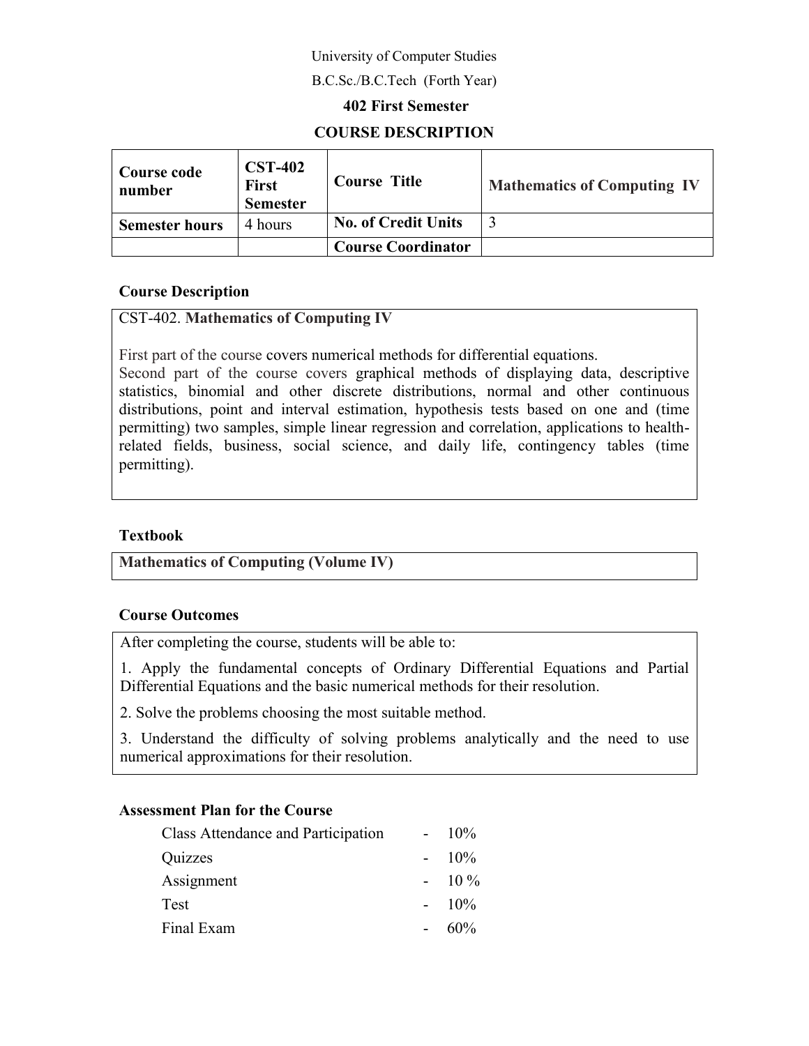University of Computer Studies

B.C.Sc./B.C.Tech (Forth Year)

**402 First Semester**

**COURSE DESCRIPTION**

| **Course code number** | **CST-402 First Semester** | **Course Title** | **Mathematics of Computing IV** |
|---|---|---|---|
| **Semester hours** | 4 hours | **No. of Credit Units** | 3 |
| | | **Course Coordinator** | |

### Course Description

CST-402. **Mathematics of Computing IV**

First part of the course covers numerical methods for differential equations.
Second part of the course covers graphical methods of displaying data, descriptive statistics, binomial and other discrete distributions, normal and other continuous distributions, point and interval estimation, hypothesis tests based on one and (time permitting) two samples, simple linear regression and correlation, applications to health-related fields, business, social science, and daily life, contingency tables (time permitting).

### Textbook

**Mathematics of Computing (Volume IV)**

### Course Outcomes

After completing the course, students will be able to:

1. Apply the fundamental concepts of Ordinary Differential Equations and Partial Differential Equations and the basic numerical methods for their resolution.

2. Solve the problems choosing the most suitable method.

3. Understand the difficulty of solving problems analytically and the need to use numerical approximations for their resolution.

### Assessment Plan for the Course

| | | |
|---|---|---|
| Class Attendance and Participation | - | 10% |
| Quizzes | - | 10% |
| Assignment | - | 10 % |
| Test | - | 10% |
| Final Exam | - | 60% |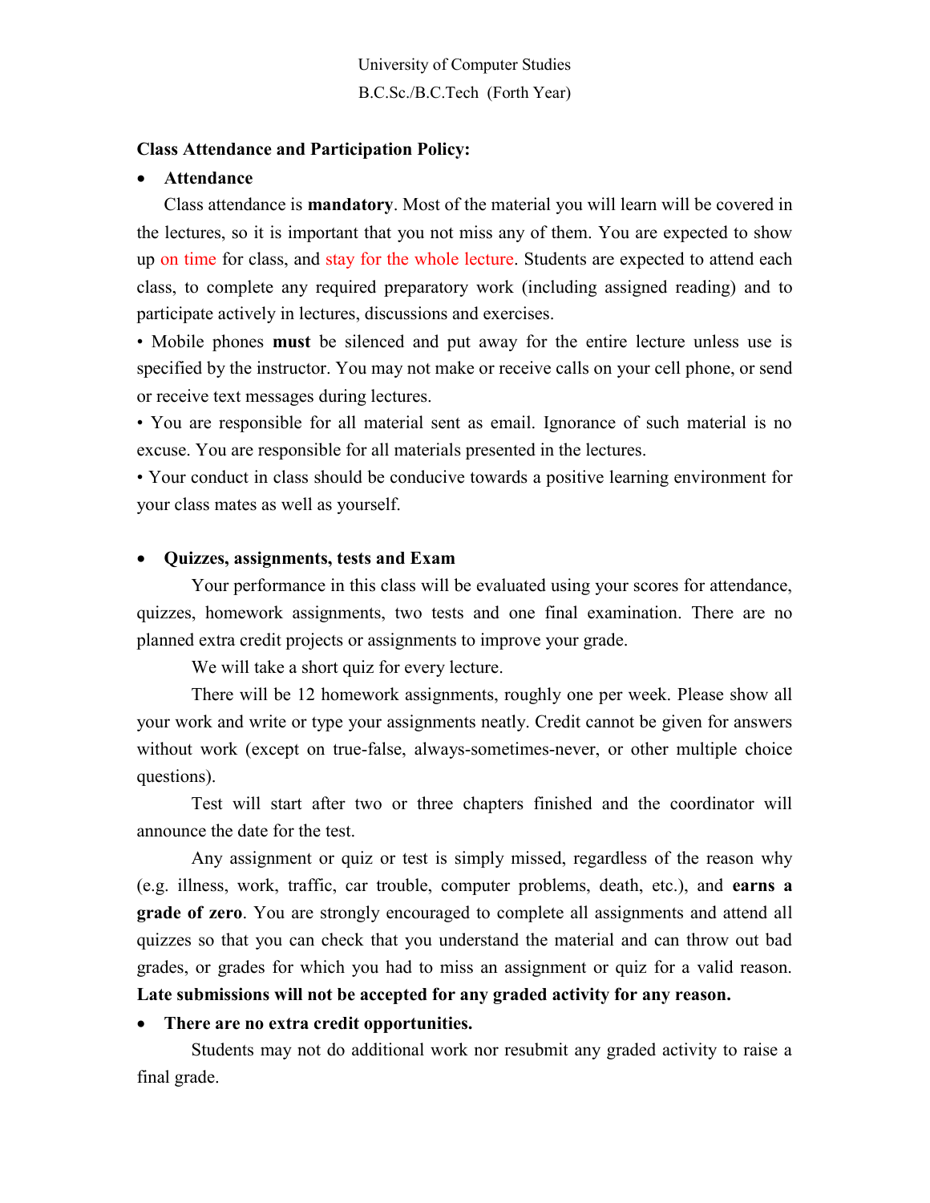University of Computer Studies

B.C.Sc./B.C.Tech (Forth Year)

**Class Attendance and Participation Policy:**

- **Attendance**

Class attendance is **mandatory**. Most of the material you will learn will be covered in the lectures, so it is important that you not miss any of them. You are expected to show up on time for class, and stay for the whole lecture. Students are expected to attend each class, to complete any required preparatory work (including assigned reading) and to participate actively in lectures, discussions and exercises.

• Mobile phones **must** be silenced and put away for the entire lecture unless use is specified by the instructor. You may not make or receive calls on your cell phone, or send or receive text messages during lectures.

• You are responsible for all material sent as email. Ignorance of such material is no excuse. You are responsible for all materials presented in the lectures.

• Your conduct in class should be conducive towards a positive learning environment for your class mates as well as yourself.

- **Quizzes, assignments, tests and Exam**

Your performance in this class will be evaluated using your scores for attendance, quizzes, homework assignments, two tests and one final examination. There are no planned extra credit projects or assignments to improve your grade.

We will take a short quiz for every lecture.

There will be 12 homework assignments, roughly one per week. Please show all your work and write or type your assignments neatly. Credit cannot be given for answers without work (except on true-false, always-sometimes-never, or other multiple choice questions).

Test will start after two or three chapters finished and the coordinator will announce the date for the test.

Any assignment or quiz or test is simply missed, regardless of the reason why (e.g. illness, work, traffic, car trouble, computer problems, death, etc.), and **earns a grade of zero**. You are strongly encouraged to complete all assignments and attend all quizzes so that you can check that you understand the material and can throw out bad grades, or grades for which you had to miss an assignment or quiz for a valid reason. **Late submissions will not be accepted for any graded activity for any reason.**

- **There are no extra credit opportunities.**

Students may not do additional work nor resubmit any graded activity to raise a final grade.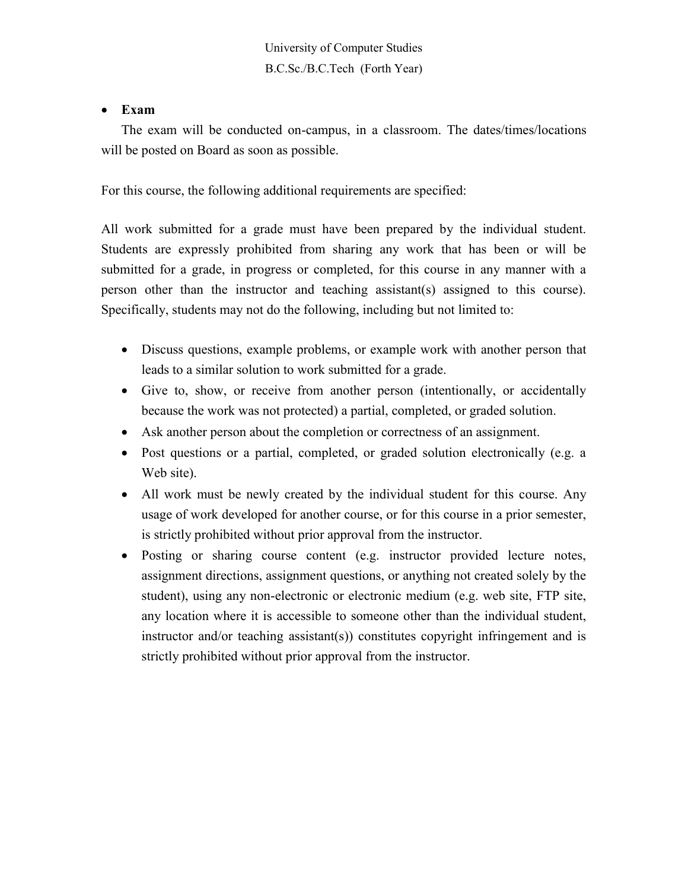- **Exam**

  The exam will be conducted on-campus, in a classroom. The dates/times/locations will be posted on Board as soon as possible.

For this course, the following additional requirements are specified:

All work submitted for a grade must have been prepared by the individual student. Students are expressly prohibited from sharing any work that has been or will be submitted for a grade, in progress or completed, for this course in any manner with a person other than the instructor and teaching assistant(s) assigned to this course). Specifically, students may not do the following, including but not limited to:

- Discuss questions, example problems, or example work with another person that leads to a similar solution to work submitted for a grade.
- Give to, show, or receive from another person (intentionally, or accidentally because the work was not protected) a partial, completed, or graded solution.
- Ask another person about the completion or correctness of an assignment.
- Post questions or a partial, completed, or graded solution electronically (e.g. a Web site).
- All work must be newly created by the individual student for this course. Any usage of work developed for another course, or for this course in a prior semester, is strictly prohibited without prior approval from the instructor.
- Posting or sharing course content (e.g. instructor provided lecture notes, assignment directions, assignment questions, or anything not created solely by the student), using any non-electronic or electronic medium (e.g. web site, FTP site, any location where it is accessible to someone other than the individual student, instructor and/or teaching assistant(s)) constitutes copyright infringement and is strictly prohibited without prior approval from the instructor.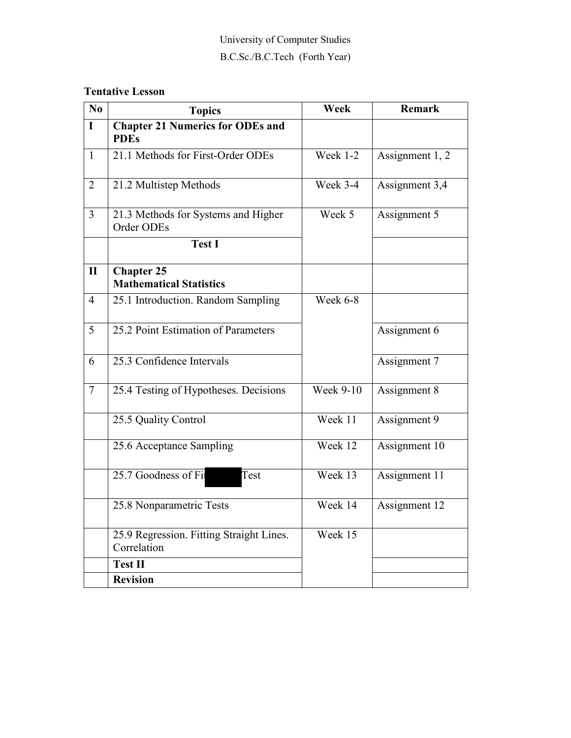University of Computer Studies

B.C.Sc./B.C.Tech (Forth Year)

**Tentative Lesson**

| No | Topics | Week | Remark |
|---|---|---|---|
| **I** | **Chapter 21 Numerics for ODEs and PDEs** | | |
| 1 | 21.1 Methods for First-Order ODEs | Week 1-2 | Assignment 1, 2 |
| 2 | 21.2 Multistep Methods | Week 3-4 | Assignment 3,4 |
| 3 | 21.3 Methods for Systems and Higher Order ODEs | Week 5 | Assignment 5 |
| | **Test I** | | |
| **II** | **Chapter 25 Mathematical Statistics** | | |
| 4 | 25.1 Introduction. Random Sampling | Week 6-8 | |
| 5 | 25.2 Point Estimation of Parameters | | Assignment 6 |
| 6 | 25.3 Confidence Intervals | | Assignment 7 |
| 7 | 25.4 Testing of Hypotheses. Decisions | Week 9-10 | Assignment 8 |
| | 25.5 Quality Control | Week 11 | Assignment 9 |
| | 25.6 Acceptance Sampling | Week 12 | Assignment 10 |
| | 25.7 Goodness of Fi Test | Week 13 | Assignment 11 |
| | 25.8 Nonparametric Tests | Week 14 | Assignment 12 |
| | 25.9 Regression. Fitting Straight Lines. Correlation | Week 15 | |
| | **Test II** | | |
| | **Revision** | | |